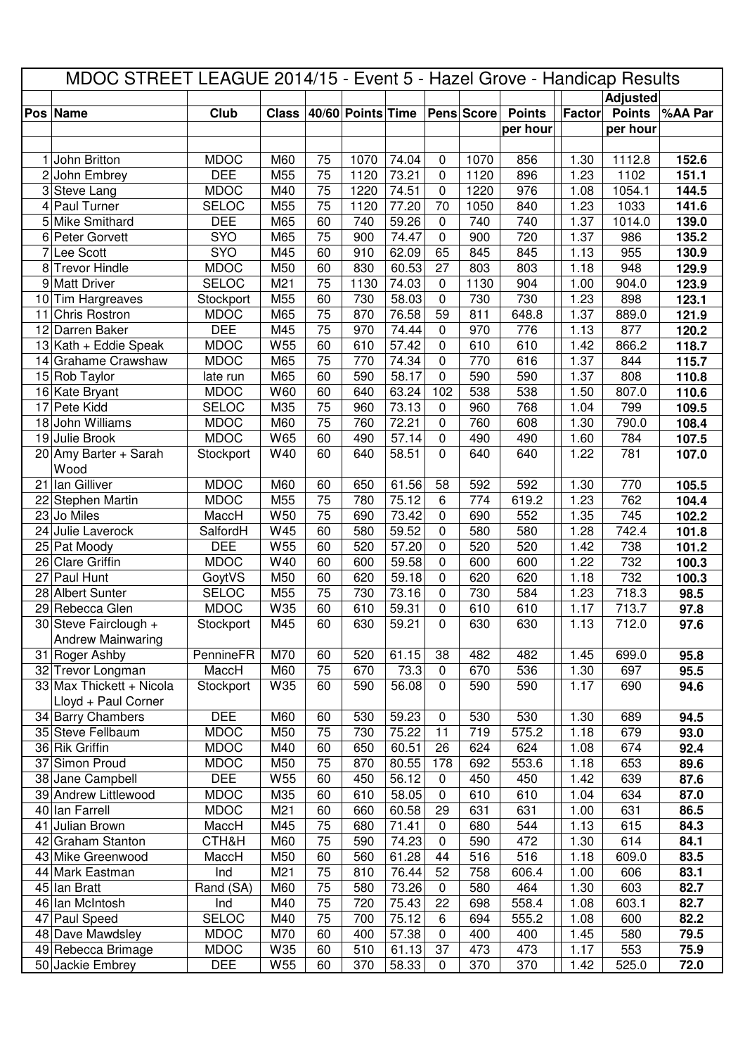# MDOC STREET LEAGUE 2014/15 - Event 5 - Hazel Grove - Handicap Results

| Pos | Name | Club | Class | 40/60 | Points | Time | Pens | Score | Points per hour | Factor | Adjusted Points per hour | %AA Par |
|---|---|---|---|---|---|---|---|---|---|---|---|---|
| 1 | John Britton | MDOC | M60 | 75 | 1070 | 74.04 | 0 | 1070 | 856 | 1.30 | 1112.8 | **152.6** |
| 2 | John Embrey | DEE | M55 | 75 | 1120 | 73.21 | 0 | 1120 | 896 | 1.23 | 1102 | **151.1** |
| 3 | Steve Lang | MDOC | M40 | 75 | 1220 | 74.51 | 0 | 1220 | 976 | 1.08 | 1054.1 | **144.5** |
| 4 | Paul Turner | SELOC | M55 | 75 | 1120 | 77.20 | 70 | 1050 | 840 | 1.23 | 1033 | **141.6** |
| 5 | Mike Smithard | DEE | M65 | 60 | 740 | 59.26 | 0 | 740 | 740 | 1.37 | 1014.0 | **139.0** |
| 6 | Peter Gorvett | SYO | M65 | 75 | 900 | 74.47 | 0 | 900 | 720 | 1.37 | 986 | **135.2** |
| 7 | Lee Scott | SYO | M45 | 60 | 910 | 62.09 | 65 | 845 | 845 | 1.13 | 955 | **130.9** |
| 8 | Trevor Hindle | MDOC | M50 | 60 | 830 | 60.53 | 27 | 803 | 803 | 1.18 | 948 | **129.9** |
| 9 | Matt Driver | SELOC | M21 | 75 | 1130 | 74.03 | 0 | 1130 | 904 | 1.00 | 904.0 | **123.9** |
| 10 | Tim Hargreaves | Stockport | M55 | 60 | 730 | 58.03 | 0 | 730 | 730 | 1.23 | 898 | **123.1** |
| 11 | Chris Rostron | MDOC | M65 | 75 | 870 | 76.58 | 59 | 811 | 648.8 | 1.37 | 889.0 | **121.9** |
| 12 | Darren Baker | DEE | M45 | 75 | 970 | 74.44 | 0 | 970 | 776 | 1.13 | 877 | **120.2** |
| 13 | Kath + Eddie Speak | MDOC | W55 | 60 | 610 | 57.42 | 0 | 610 | 610 | 1.42 | 866.2 | **118.7** |
| 14 | Grahame Crawshaw | MDOC | M65 | 75 | 770 | 74.34 | 0 | 770 | 616 | 1.37 | 844 | **115.7** |
| 15 | Rob Taylor | late run | M65 | 60 | 590 | 58.17 | 0 | 590 | 590 | 1.37 | 808 | **110.8** |
| 16 | Kate Bryant | MDOC | W60 | 60 | 640 | 63.24 | 102 | 538 | 538 | 1.50 | 807.0 | **110.6** |
| 17 | Pete Kidd | SELOC | M35 | 75 | 960 | 73.13 | 0 | 960 | 768 | 1.04 | 799 | **109.5** |
| 18 | John Williams | MDOC | M60 | 75 | 760 | 72.21 | 0 | 760 | 608 | 1.30 | 790.0 | **108.4** |
| 19 | Julie Brook | MDOC | W65 | 60 | 490 | 57.14 | 0 | 490 | 490 | 1.60 | 784 | **107.5** |
| 20 | Amy Barter + Sarah Wood | Stockport | W40 | 60 | 640 | 58.51 | 0 | 640 | 640 | 1.22 | 781 | **107.0** |
| 21 | Ian Gilliver | MDOC | M60 | 60 | 650 | 61.56 | 58 | 592 | 592 | 1.30 | 770 | **105.5** |
| 22 | Stephen Martin | MDOC | M55 | 75 | 780 | 75.12 | 6 | 774 | 619.2 | 1.23 | 762 | **104.4** |
| 23 | Jo Miles | MaccH | W50 | 75 | 690 | 73.42 | 0 | 690 | 552 | 1.35 | 745 | **102.2** |
| 24 | Julie Laverock | SalfordH | W45 | 60 | 580 | 59.52 | 0 | 580 | 580 | 1.28 | 742.4 | **101.8** |
| 25 | Pat Moody | DEE | W55 | 60 | 520 | 57.20 | 0 | 520 | 520 | 1.42 | 738 | **101.2** |
| 26 | Clare Griffin | MDOC | W40 | 60 | 600 | 59.58 | 0 | 600 | 600 | 1.22 | 732 | **100.3** |
| 27 | Paul Hunt | GoytVS | M50 | 60 | 620 | 59.18 | 0 | 620 | 620 | 1.18 | 732 | **100.3** |
| 28 | Albert Sunter | SELOC | M55 | 75 | 730 | 73.16 | 0 | 730 | 584 | 1.23 | 718.3 | **98.5** |
| 29 | Rebecca Glen | MDOC | W35 | 60 | 610 | 59.31 | 0 | 610 | 610 | 1.17 | 713.7 | **97.8** |
| 30 | Steve Fairclough + Andrew Mainwaring | Stockport | M45 | 60 | 630 | 59.21 | 0 | 630 | 630 | 1.13 | 712.0 | **97.6** |
| 31 | Roger Ashby | PennineFR | M70 | 60 | 520 | 61.15 | 38 | 482 | 482 | 1.45 | 699.0 | **95.8** |
| 32 | Trevor Longman | MaccH | M60 | 75 | 670 | 73.3 | 0 | 670 | 536 | 1.30 | 697 | **95.5** |
| 33 | Max Thickett + Nicola Lloyd + Paul Corner | Stockport | W35 | 60 | 590 | 56.08 | 0 | 590 | 590 | 1.17 | 690 | **94.6** |
| 34 | Barry Chambers | DEE | M60 | 60 | 530 | 59.23 | 0 | 530 | 530 | 1.30 | 689 | **94.5** |
| 35 | Steve Fellbaum | MDOC | M50 | 75 | 730 | 75.22 | 11 | 719 | 575.2 | 1.18 | 679 | **93.0** |
| 36 | Rik Griffin | MDOC | M40 | 60 | 650 | 60.51 | 26 | 624 | 624 | 1.08 | 674 | **92.4** |
| 37 | Simon Proud | MDOC | M50 | 75 | 870 | 80.55 | 178 | 692 | 553.6 | 1.18 | 653 | **89.6** |
| 38 | Jane Campbell | DEE | W55 | 60 | 450 | 56.12 | 0 | 450 | 450 | 1.42 | 639 | **87.6** |
| 39 | Andrew Littlewood | MDOC | M35 | 60 | 610 | 58.05 | 0 | 610 | 610 | 1.04 | 634 | **87.0** |
| 40 | Ian Farrell | MDOC | M21 | 60 | 660 | 60.58 | 29 | 631 | 631 | 1.00 | 631 | **86.5** |
| 41 | Julian Brown | MaccH | M45 | 75 | 680 | 71.41 | 0 | 680 | 544 | 1.13 | 615 | **84.3** |
| 42 | Graham Stanton | CTH&H | M60 | 75 | 590 | 74.23 | 0 | 590 | 472 | 1.30 | 614 | **84.1** |
| 43 | Mike Greenwood | MaccH | M50 | 60 | 560 | 61.28 | 44 | 516 | 516 | 1.18 | 609.0 | **83.5** |
| 44 | Mark Eastman | Ind | M21 | 75 | 810 | 76.44 | 52 | 758 | 606.4 | 1.00 | 606 | **83.1** |
| 45 | Ian Bratt | Rand (SA) | M60 | 75 | 580 | 73.26 | 0 | 580 | 464 | 1.30 | 603 | **82.7** |
| 46 | Ian McIntosh | Ind | M40 | 75 | 720 | 75.43 | 22 | 698 | 558.4 | 1.08 | 603.1 | **82.7** |
| 47 | Paul Speed | SELOC | M40 | 75 | 700 | 75.12 | 6 | 694 | 555.2 | 1.08 | 600 | **82.2** |
| 48 | Dave Mawdsley | MDOC | M70 | 60 | 400 | 57.38 | 0 | 400 | 400 | 1.45 | 580 | **79.5** |
| 49 | Rebecca Brimage | MDOC | W35 | 60 | 510 | 61.13 | 37 | 473 | 473 | 1.17 | 553 | **75.9** |
| 50 | Jackie Embrey | DEE | W55 | 60 | 370 | 58.33 | 0 | 370 | 370 | 1.42 | 525.0 | **72.0** |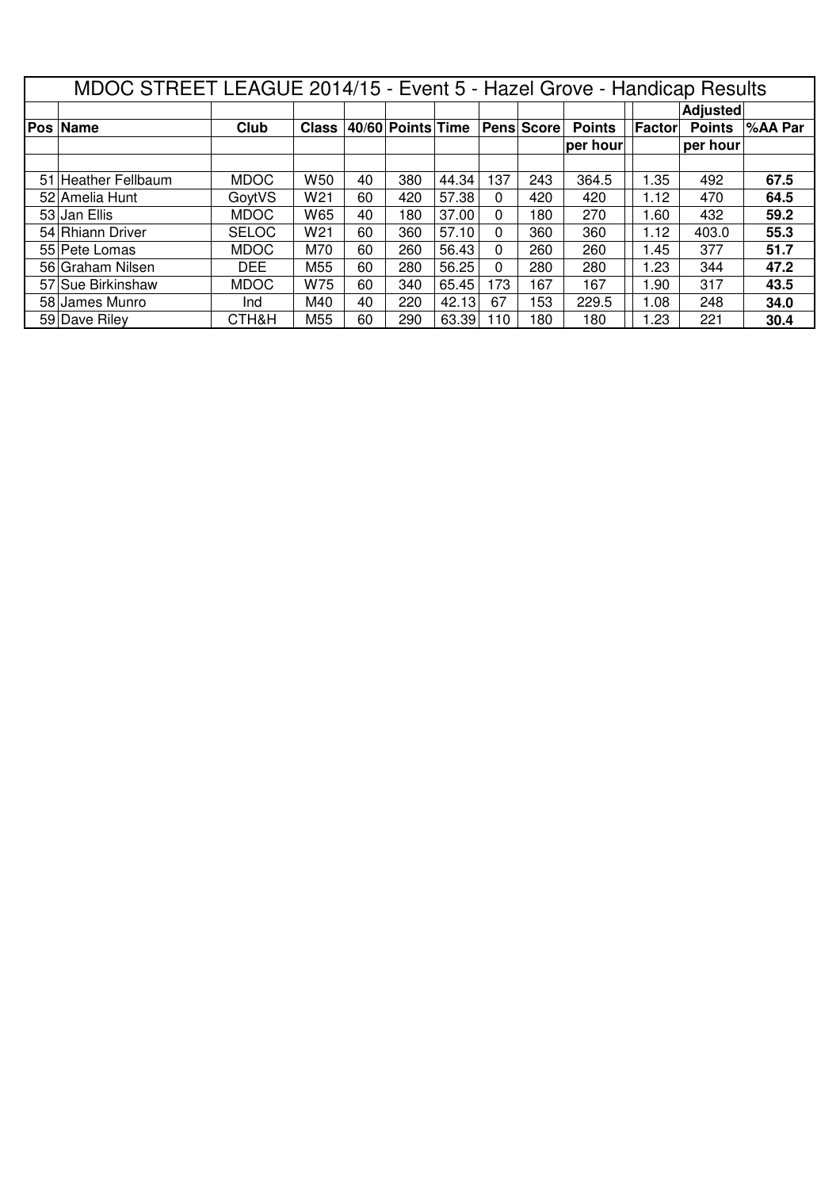| MDOC STREET LEAGUE 2014/15 - Event 5 - Hazel Grove - Handicap Results | | | | | | | | | | | | | |
|---|---|---|---|---|---|---|---|---|---|---|---|---|---|
| | | | | | | | | | | | | Adjusted | |
| Pos | Name | Club | Class | 40/60 | Points | Time | Pens | Score | Points | | Factor | Points | %AA Par |
| | | | | | | | | | per hour | | | per hour | |
| | | | | | | | | | | | | | |
| 51 | Heather Fellbaum | MDOC | W50 | 40 | 380 | 44.34 | 137 | 243 | 364.5 | | 1.35 | 492 | **67.5** |
| 52 | Amelia Hunt | GoytVS | W21 | 60 | 420 | 57.38 | 0 | 420 | 420 | | 1.12 | 470 | **64.5** |
| 53 | Jan Ellis | MDOC | W65 | 40 | 180 | 37.00 | 0 | 180 | 270 | | 1.60 | 432 | **59.2** |
| 54 | Rhiann Driver | SELOC | W21 | 60 | 360 | 57.10 | 0 | 360 | 360 | | 1.12 | 403.0 | **55.3** |
| 55 | Pete Lomas | MDOC | M70 | 60 | 260 | 56.43 | 0 | 260 | 260 | | 1.45 | 377 | **51.7** |
| 56 | Graham Nilsen | DEE | M55 | 60 | 280 | 56.25 | 0 | 280 | 280 | | 1.23 | 344 | **47.2** |
| 57 | Sue Birkinshaw | MDOC | W75 | 60 | 340 | 65.45 | 173 | 167 | 167 | | 1.90 | 317 | **43.5** |
| 58 | James Munro | Ind | M40 | 40 | 220 | 42.13 | 67 | 153 | 229.5 | | 1.08 | 248 | **34.0** |
| 59 | Dave Riley | CTH&H | M55 | 60 | 290 | 63.39 | 110 | 180 | 180 | | 1.23 | 221 | **30.4** |